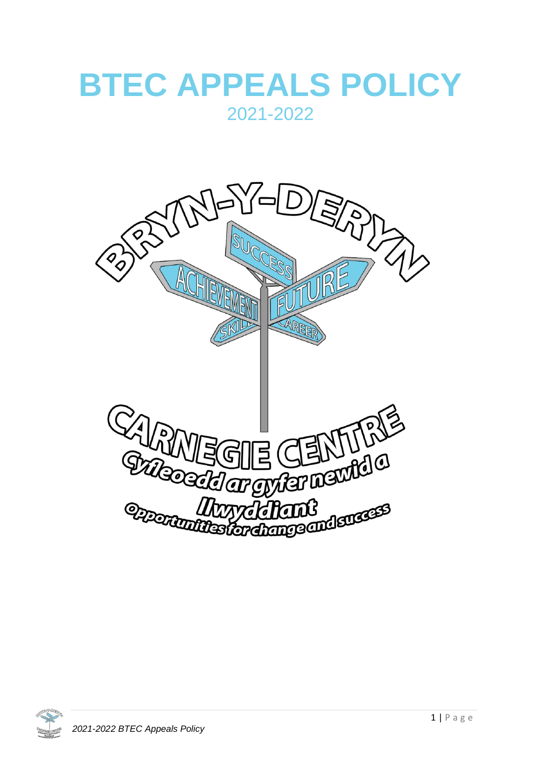# BTEC APPEALS POLICY

2021-2022

BRYN-Y-DERYN

SUCCESS

ACHIEVEMENT

FUTURE

SKILLS

CAREER

CARNEGIE CENTRE

Cyfleoedd ar gyfer newid a llwyddiant

Opportunities for change and success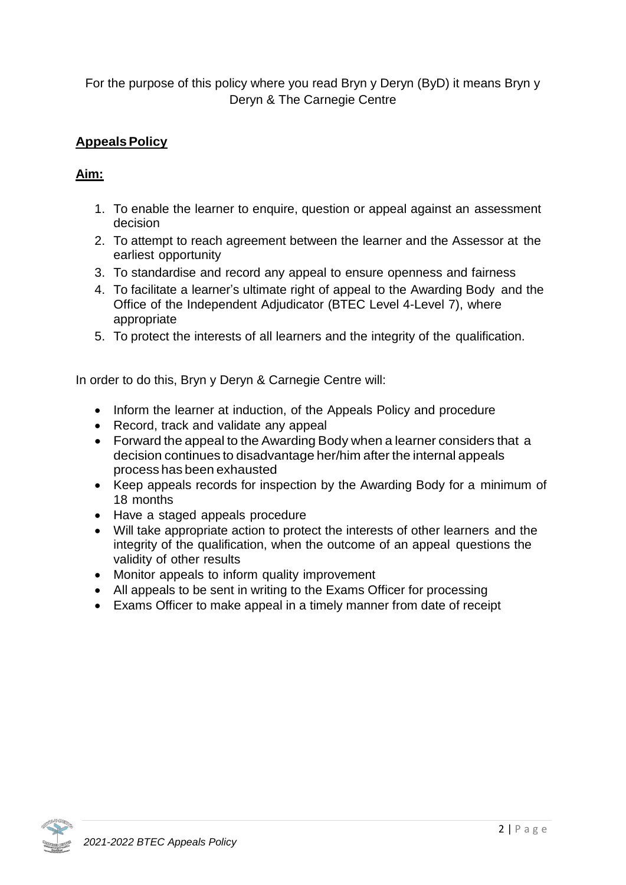For the purpose of this policy where you read Bryn y Deryn (ByD) it means Bryn y Deryn & The Carnegie Centre

## **Appeals Policy**

### **Aim:**

1. To enable the learner to enquire, question or appeal against an assessment decision
2. To attempt to reach agreement between the learner and the Assessor at the earliest opportunity
3. To standardise and record any appeal to ensure openness and fairness
4. To facilitate a learner's ultimate right of appeal to the Awarding Body and the Office of the Independent Adjudicator (BTEC Level 4-Level 7), where appropriate
5. To protect the interests of all learners and the integrity of the qualification.

In order to do this, Bryn y Deryn & Carnegie Centre will:

- Inform the learner at induction, of the Appeals Policy and procedure
- Record, track and validate any appeal
- Forward the appeal to the Awarding Body when a learner considers that a decision continues to disadvantage her/him after the internal appeals process has been exhausted
- Keep appeals records for inspection by the Awarding Body for a minimum of 18 months
- Have a staged appeals procedure
- Will take appropriate action to protect the interests of other learners and the integrity of the qualification, when the outcome of an appeal questions the validity of other results
- Monitor appeals to inform quality improvement
- All appeals to be sent in writing to the Exams Officer for processing
- Exams Officer to make appeal in a timely manner from date of receipt